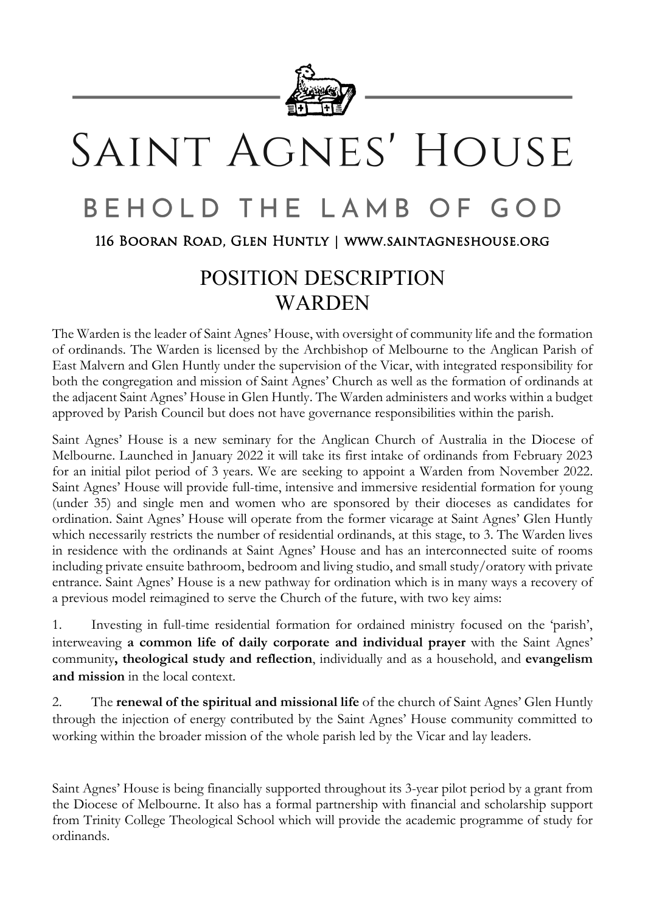# Saint Agnes' House

## BEHOLD THE LAMB OF GOD

116 Booran Road, Glen Huntly | www.saintagneshouse.org

## POSITION DESCRIPTION
## WARDEN

The Warden is the leader of Saint Agnes' House, with oversight of community life and the formation of ordinands. The Warden is licensed by the Archbishop of Melbourne to the Anglican Parish of East Malvern and Glen Huntly under the supervision of the Vicar, with integrated responsibility for both the congregation and mission of Saint Agnes' Church as well as the formation of ordinands at the adjacent Saint Agnes' House in Glen Huntly. The Warden administers and works within a budget approved by Parish Council but does not have governance responsibilities within the parish.

Saint Agnes' House is a new seminary for the Anglican Church of Australia in the Diocese of Melbourne. Launched in January 2022 it will take its first intake of ordinands from February 2023 for an initial pilot period of 3 years. We are seeking to appoint a Warden from November 2022. Saint Agnes' House will provide full-time, intensive and immersive residential formation for young (under 35) and single men and women who are sponsored by their dioceses as candidates for ordination. Saint Agnes' House will operate from the former vicarage at Saint Agnes' Glen Huntly which necessarily restricts the number of residential ordinands, at this stage, to 3. The Warden lives in residence with the ordinands at Saint Agnes' House and has an interconnected suite of rooms including private ensuite bathroom, bedroom and living studio, and small study/oratory with private entrance. Saint Agnes' House is a new pathway for ordination which is in many ways a recovery of a previous model reimagined to serve the Church of the future, with two key aims:

1. Investing in full-time residential formation for ordained ministry focused on the 'parish', interweaving **a common life of daily corporate and individual prayer** with the Saint Agnes' community**, theological study and reflection**, individually and as a household, and **evangelism and mission** in the local context.

2. The **renewal of the spiritual and missional life** of the church of Saint Agnes' Glen Huntly through the injection of energy contributed by the Saint Agnes' House community committed to working within the broader mission of the whole parish led by the Vicar and lay leaders.

Saint Agnes' House is being financially supported throughout its 3-year pilot period by a grant from the Diocese of Melbourne. It also has a formal partnership with financial and scholarship support from Trinity College Theological School which will provide the academic programme of study for ordinands.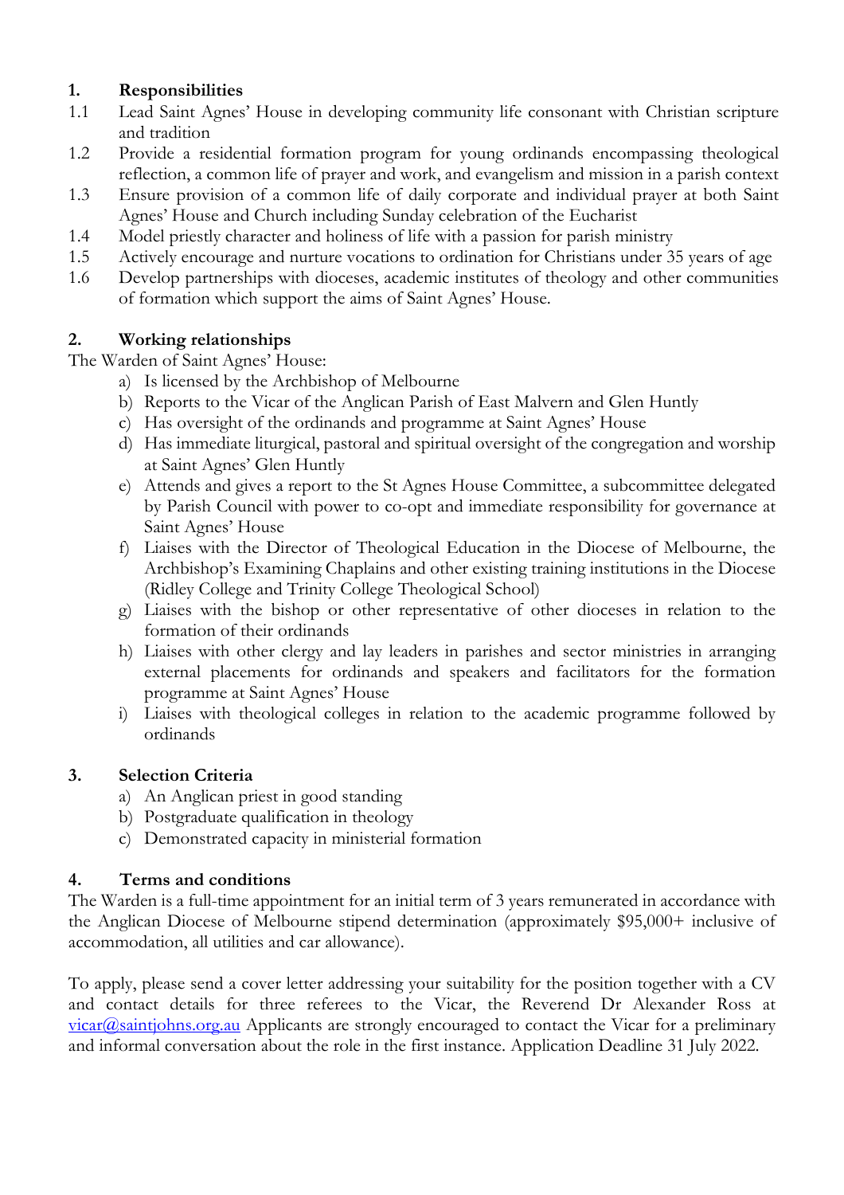## 1. Responsibilities

1.1 Lead Saint Agnes' House in developing community life consonant with Christian scripture and tradition

1.2 Provide a residential formation program for young ordinands encompassing theological reflection, a common life of prayer and work, and evangelism and mission in a parish context

1.3 Ensure provision of a common life of daily corporate and individual prayer at both Saint Agnes' House and Church including Sunday celebration of the Eucharist

1.4 Model priestly character and holiness of life with a passion for parish ministry

1.5 Actively encourage and nurture vocations to ordination for Christians under 35 years of age

1.6 Develop partnerships with dioceses, academic institutes of theology and other communities of formation which support the aims of Saint Agnes' House.

## 2. Working relationships

The Warden of Saint Agnes' House:

a) Is licensed by the Archbishop of Melbourne
b) Reports to the Vicar of the Anglican Parish of East Malvern and Glen Huntly
c) Has oversight of the ordinands and programme at Saint Agnes' House
d) Has immediate liturgical, pastoral and spiritual oversight of the congregation and worship at Saint Agnes' Glen Huntly
e) Attends and gives a report to the St Agnes House Committee, a subcommittee delegated by Parish Council with power to co-opt and immediate responsibility for governance at Saint Agnes' House
f) Liaises with the Director of Theological Education in the Diocese of Melbourne, the Archbishop's Examining Chaplains and other existing training institutions in the Diocese (Ridley College and Trinity College Theological School)
g) Liaises with the bishop or other representative of other dioceses in relation to the formation of their ordinands
h) Liaises with other clergy and lay leaders in parishes and sector ministries in arranging external placements for ordinands and speakers and facilitators for the formation programme at Saint Agnes' House
i) Liaises with theological colleges in relation to the academic programme followed by ordinands

## 3. Selection Criteria

a) An Anglican priest in good standing
b) Postgraduate qualification in theology
c) Demonstrated capacity in ministerial formation

## 4. Terms and conditions

The Warden is a full-time appointment for an initial term of 3 years remunerated in accordance with the Anglican Diocese of Melbourne stipend determination (approximately $95,000+ inclusive of accommodation, all utilities and car allowance).

To apply, please send a cover letter addressing your suitability for the position together with a CV and contact details for three referees to the Vicar, the Reverend Dr Alexander Ross at vicar@saintjohns.org.au Applicants are strongly encouraged to contact the Vicar for a preliminary and informal conversation about the role in the first instance. Application Deadline 31 July 2022.